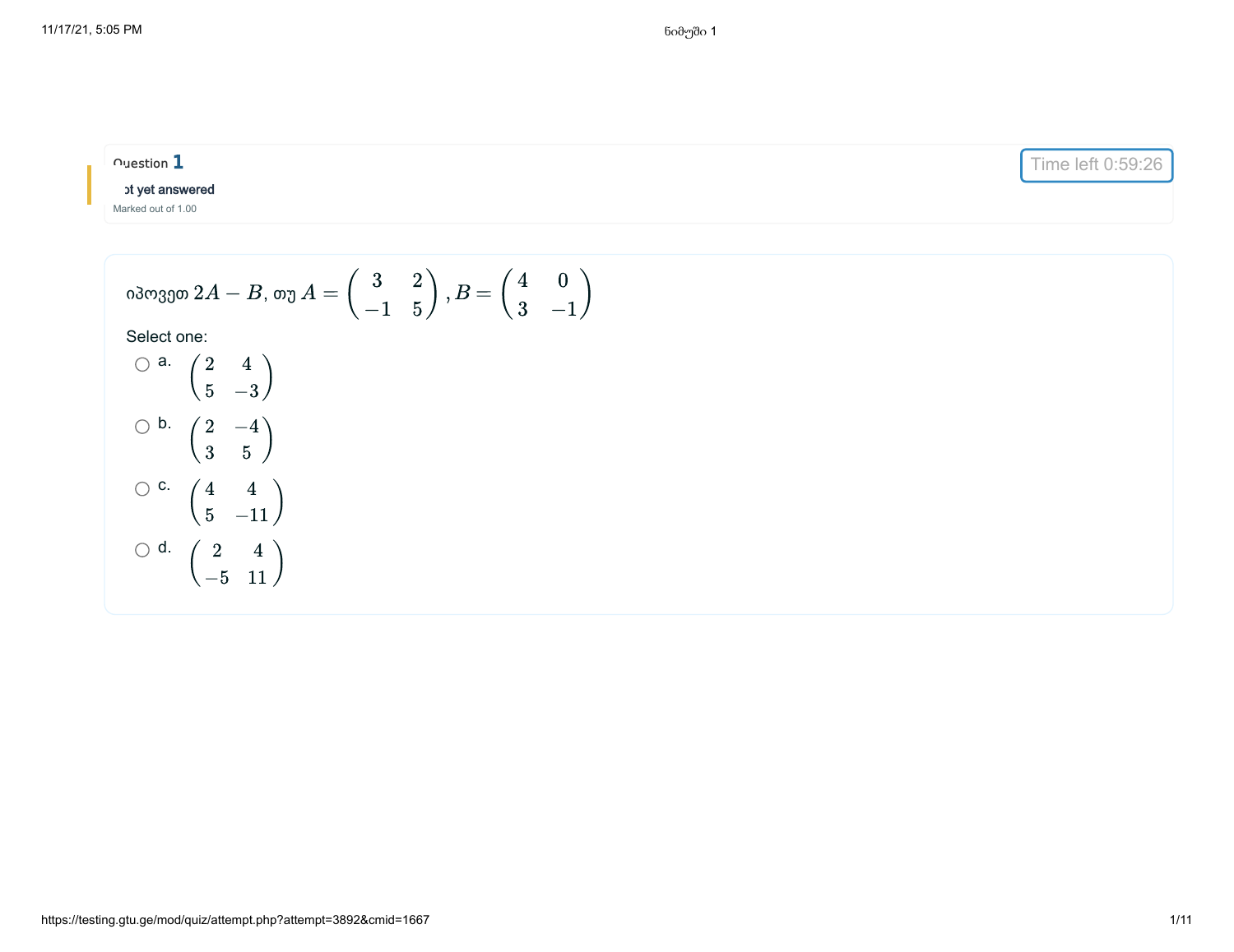Question 1

ot yet answered

Marked out of 1.00

Time left 0:59:26

იპოვეთ $2A - B$, თუ $A = \begin{pmatrix} 3 & 2 \\ -1 & 5 \end{pmatrix}, B = \begin{pmatrix} 4 & 0 \\ 3 & -1 \end{pmatrix}$

Select one:

- a. $\begin{pmatrix} 2 & 4 \\ 5 & -3 \end{pmatrix}$
- b. $\begin{pmatrix} 2 & -4 \\ 3 & 5 \end{pmatrix}$
- c. $\begin{pmatrix} 4 & 4 \\ 5 & -11 \end{pmatrix}$
- d. $\begin{pmatrix} 2 & 4 \\ -5 & 11 \end{pmatrix}$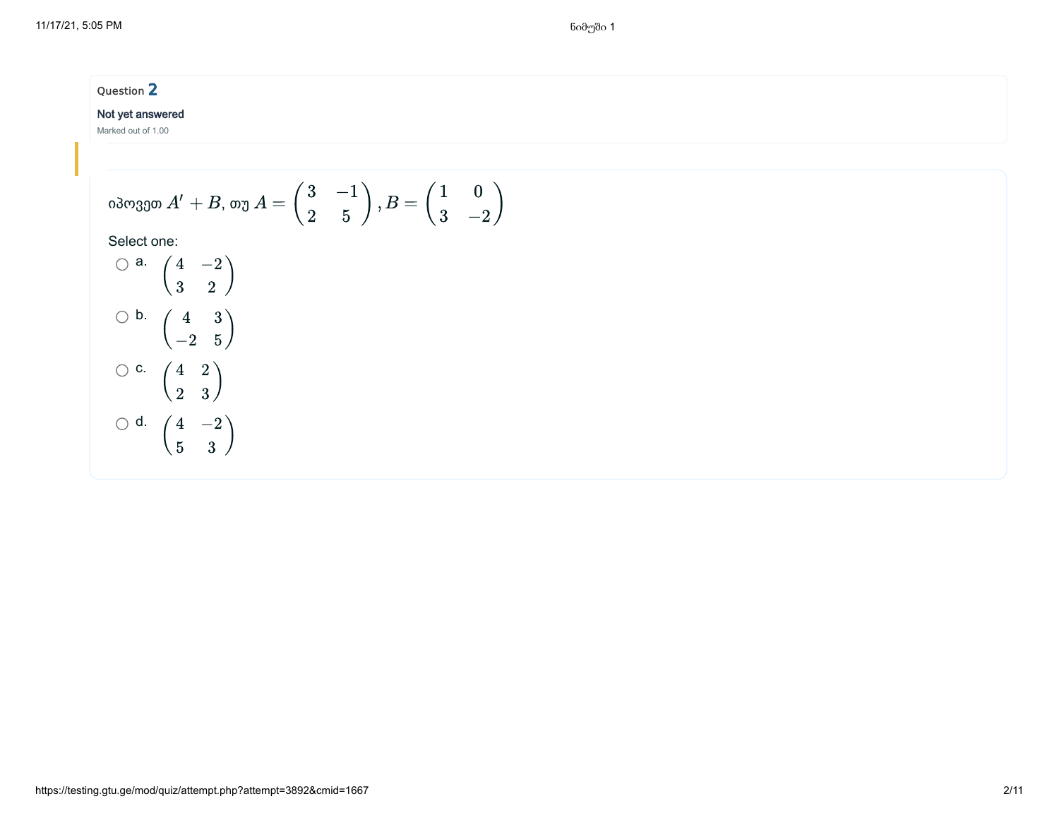Question **2**

**Not yet answered**

Marked out of 1.00

იპოვეთ $A' + B$, თუ $A = \begin{pmatrix} 3 & -1 \\ 2 & 5 \end{pmatrix}$, $B = \begin{pmatrix} 1 & 0 \\ 3 & -2 \end{pmatrix}$

Select one:

- a. $\begin{pmatrix} 4 & -2 \\ 3 & 2 \end{pmatrix}$
- b. $\begin{pmatrix} 4 & 3 \\ -2 & 5 \end{pmatrix}$
- c. $\begin{pmatrix} 4 & 2 \\ 2 & 3 \end{pmatrix}$
- d. $\begin{pmatrix} 4 & -2 \\ 5 & 3 \end{pmatrix}$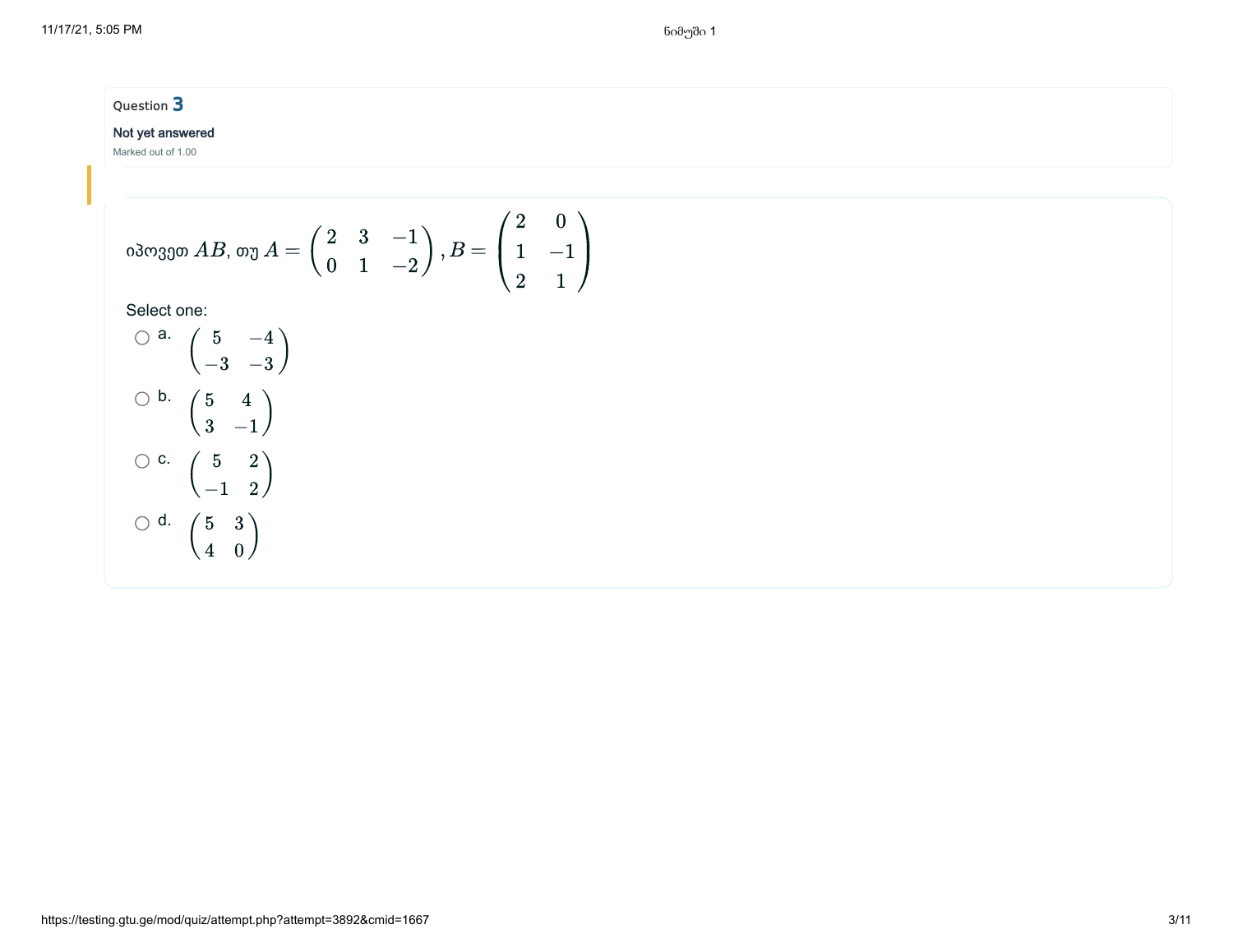Question 3

Not yet answered

Marked out of 1.00

იპოვეთ $AB$, თუ $A = \begin{pmatrix} 2 & 3 & -1 \\ 0 & 1 & -2 \end{pmatrix}$, $B = \begin{pmatrix} 2 & 0 \\ 1 & -1 \\ 2 & 1 \end{pmatrix}$

Select one:

a. $\begin{pmatrix} 5 & -4 \\ -3 & -3 \end{pmatrix}$

b. $\begin{pmatrix} 5 & 4 \\ 3 & -1 \end{pmatrix}$

c. $\begin{pmatrix} 5 & 2 \\ -1 & 2 \end{pmatrix}$

d. $\begin{pmatrix} 5 & 3 \\ 4 & 0 \end{pmatrix}$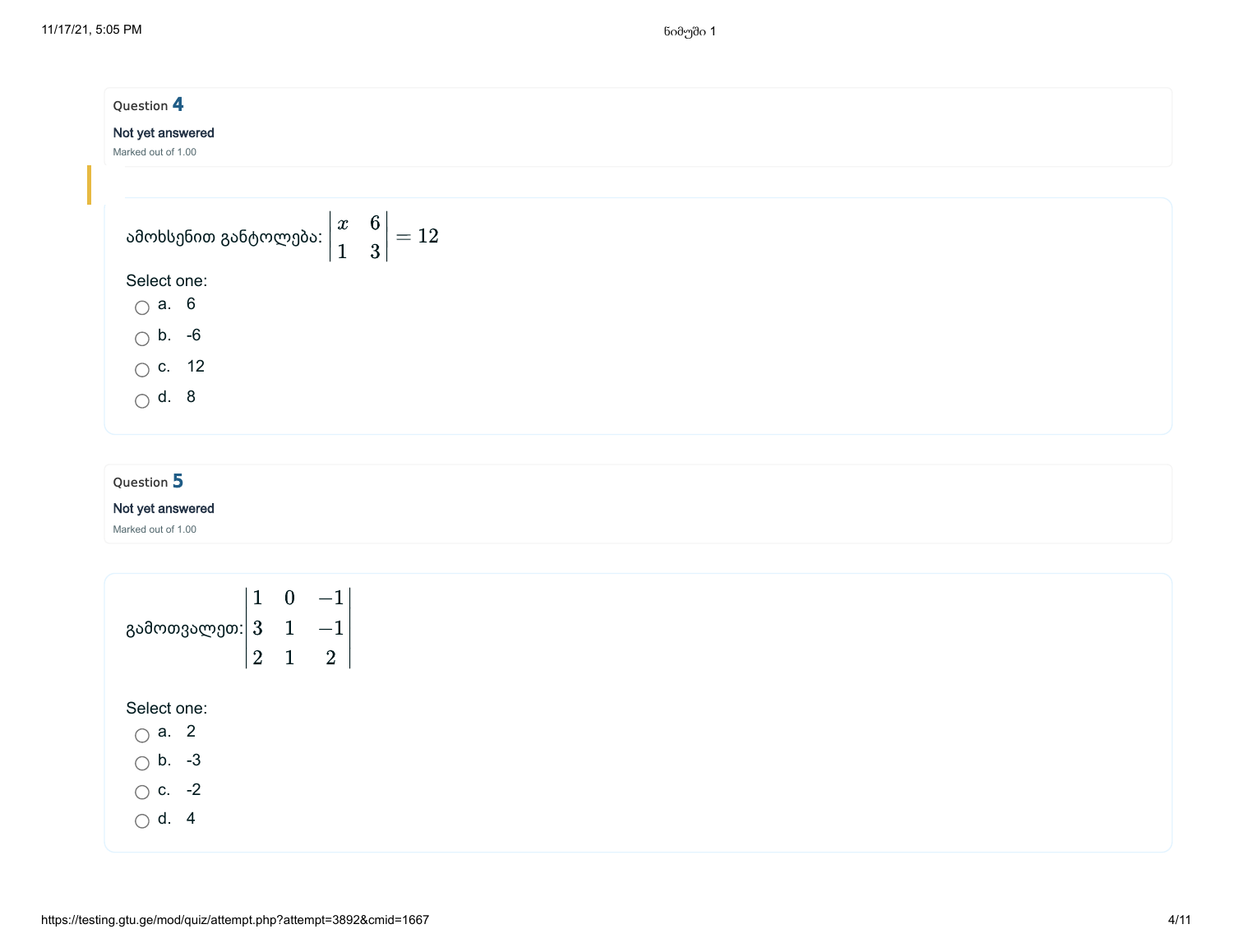Question **4**

Not yet answered

Marked out of 1.00

ამოხსენით განტოლება: $\begin{vmatrix} x & 6 \\ 1 & 3 \end{vmatrix} = 12$

Select one:

- a. 6
- b. -6
- c. 12
- d. 8

Question **5**

Not yet answered

Marked out of 1.00

გამოთვალეთ: $\begin{vmatrix} 1 & 0 & -1 \\ 3 & 1 & -1 \\ 2 & 1 & 2 \end{vmatrix}$

Select one:

- a. 2
- b. -3
- c. -2
- d. 4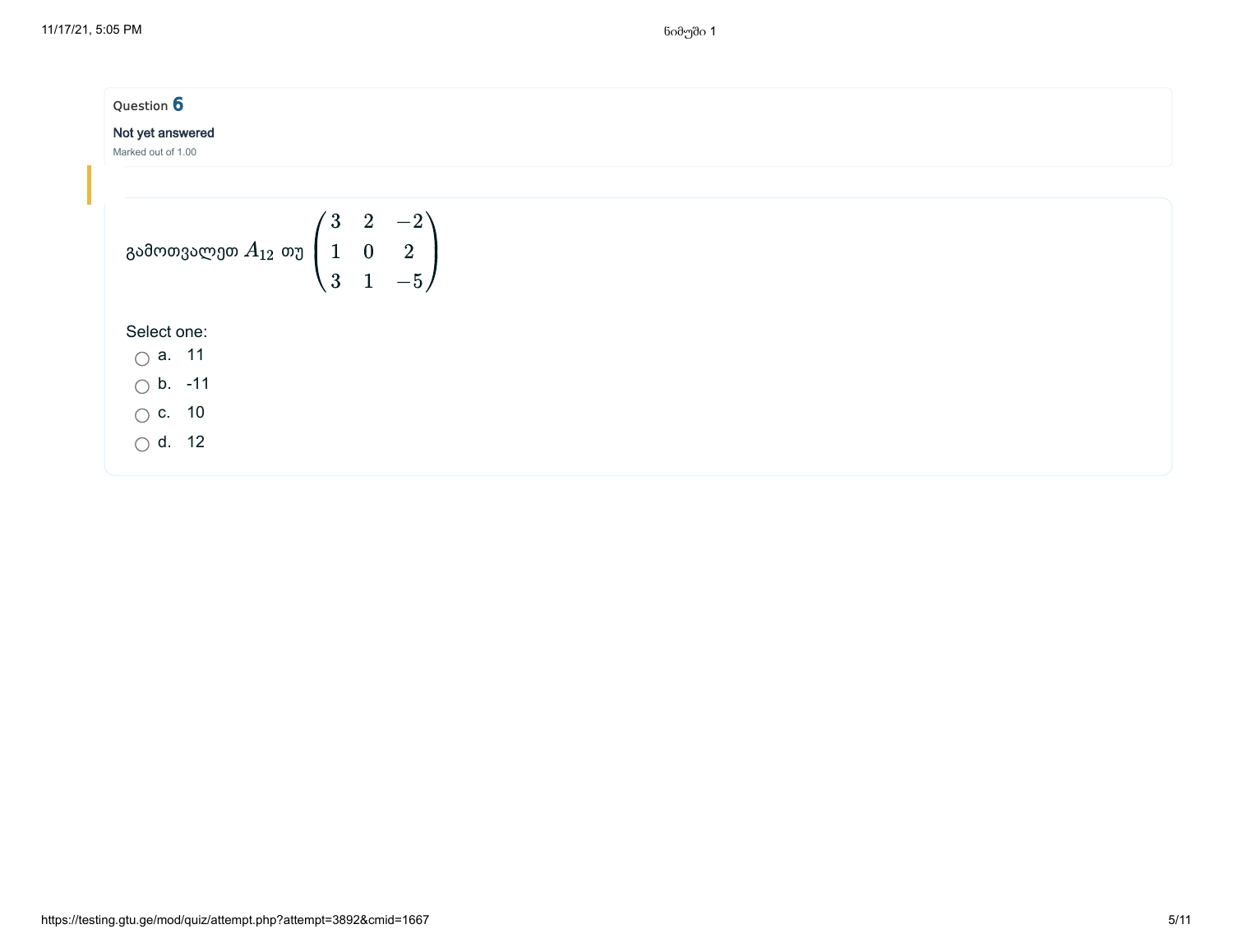Question **6**

**Not yet answered**

Marked out of 1.00

გამოთვალეთ $A_{12}$ თუ $\begin{pmatrix} 3 & 2 & -2 \\ 1 & 0 & 2 \\ 3 & 1 & -5 \end{pmatrix}$

Select one:

- a. 11
- b. -11
- c. 10
- d. 12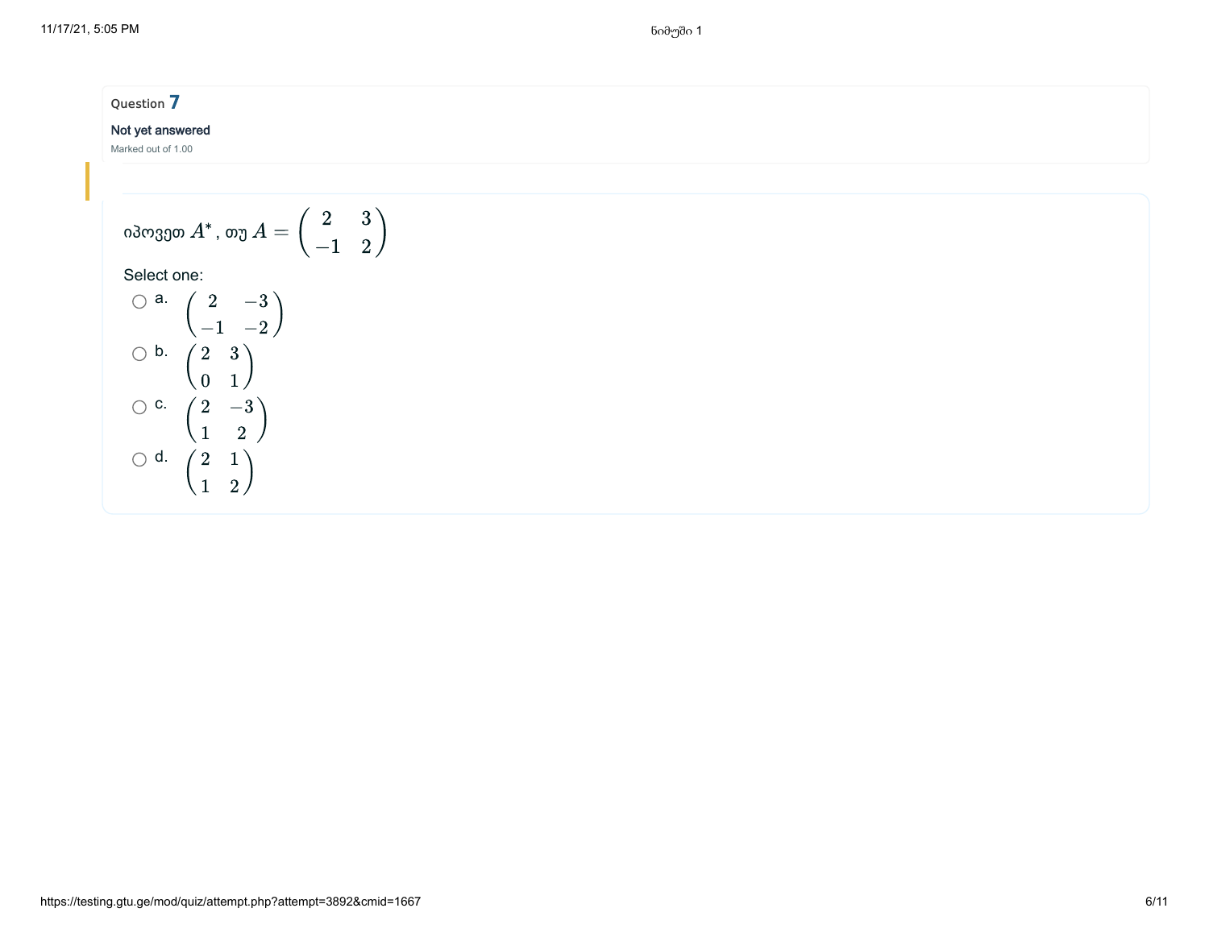Question **7**

**Not yet answered**

Marked out of 1.00

იპოვეთ $A^*$, თუ $A = \begin{pmatrix} 2 & 3 \\ -1 & 2 \end{pmatrix}$

Select one:

- a. $\begin{pmatrix} 2 & -3 \\ -1 & -2 \end{pmatrix}$
- b. $\begin{pmatrix} 2 & 3 \\ 0 & 1 \end{pmatrix}$
- c. $\begin{pmatrix} 2 & -3 \\ 1 & 2 \end{pmatrix}$
- d. $\begin{pmatrix} 2 & 1 \\ 1 & 2 \end{pmatrix}$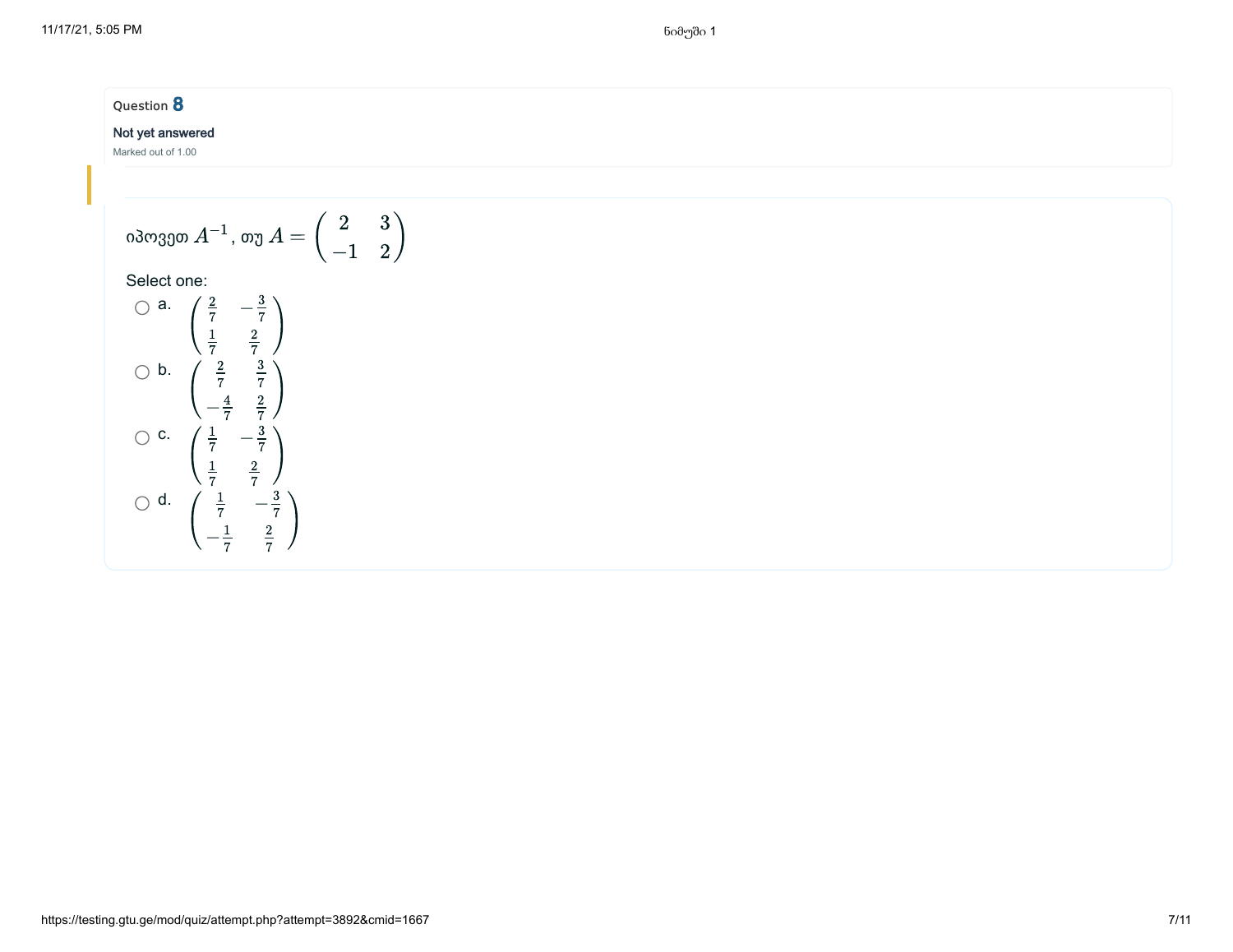Question 8

Not yet answered

Marked out of 1.00

იპოვეთ $A^{-1}$, თუ $A = \begin{pmatrix} 2 & 3 \\ -1 & 2 \end{pmatrix}$

Select one:

a. $\begin{pmatrix} \frac{2}{7} & -\frac{3}{7} \\ \frac{1}{7} & \frac{2}{7} \end{pmatrix}$

b. $\begin{pmatrix} \frac{2}{7} & \frac{3}{7} \\ -\frac{4}{7} & \frac{2}{7} \end{pmatrix}$

c. $\begin{pmatrix} \frac{1}{7} & -\frac{3}{7} \\ \frac{1}{7} & \frac{2}{7} \end{pmatrix}$

d. $\begin{pmatrix} \frac{1}{7} & -\frac{3}{7} \\ -\frac{1}{7} & \frac{2}{7} \end{pmatrix}$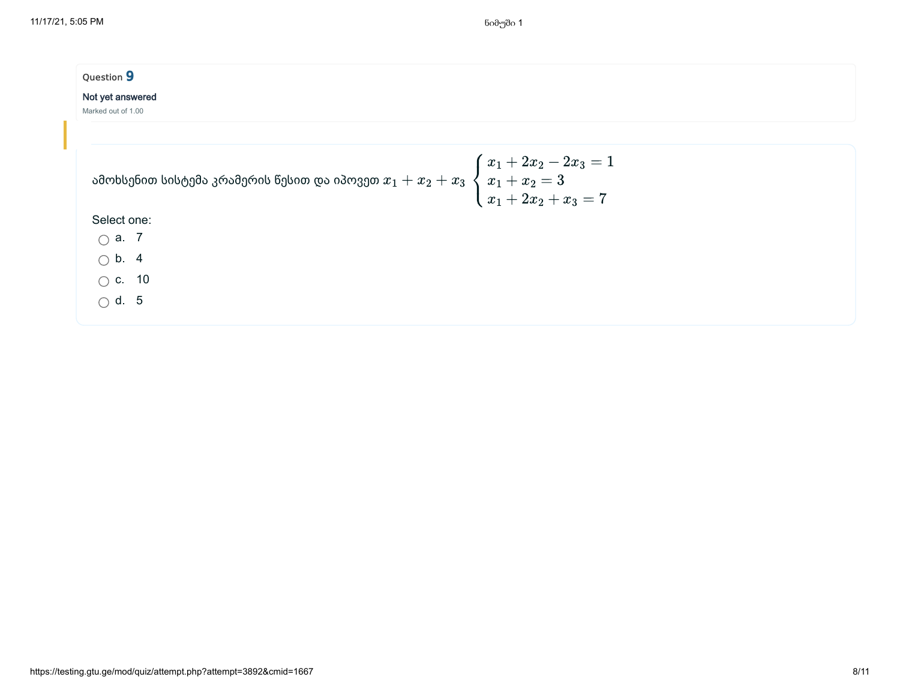Question 9

Not yet answered

Marked out of 1.00

ამოხსენით სისტემა კრამერის წესით და იპოვეთ $x_1 + x_2 + x_3$ $\begin{cases} x_1 + 2x_2 - 2x_3 = 1 \\ x_1 + x_2 = 3 \\ x_1 + 2x_2 + x_3 = 7 \end{cases}$

Select one:

- a. 7
- b. 4
- c. 10
- d. 5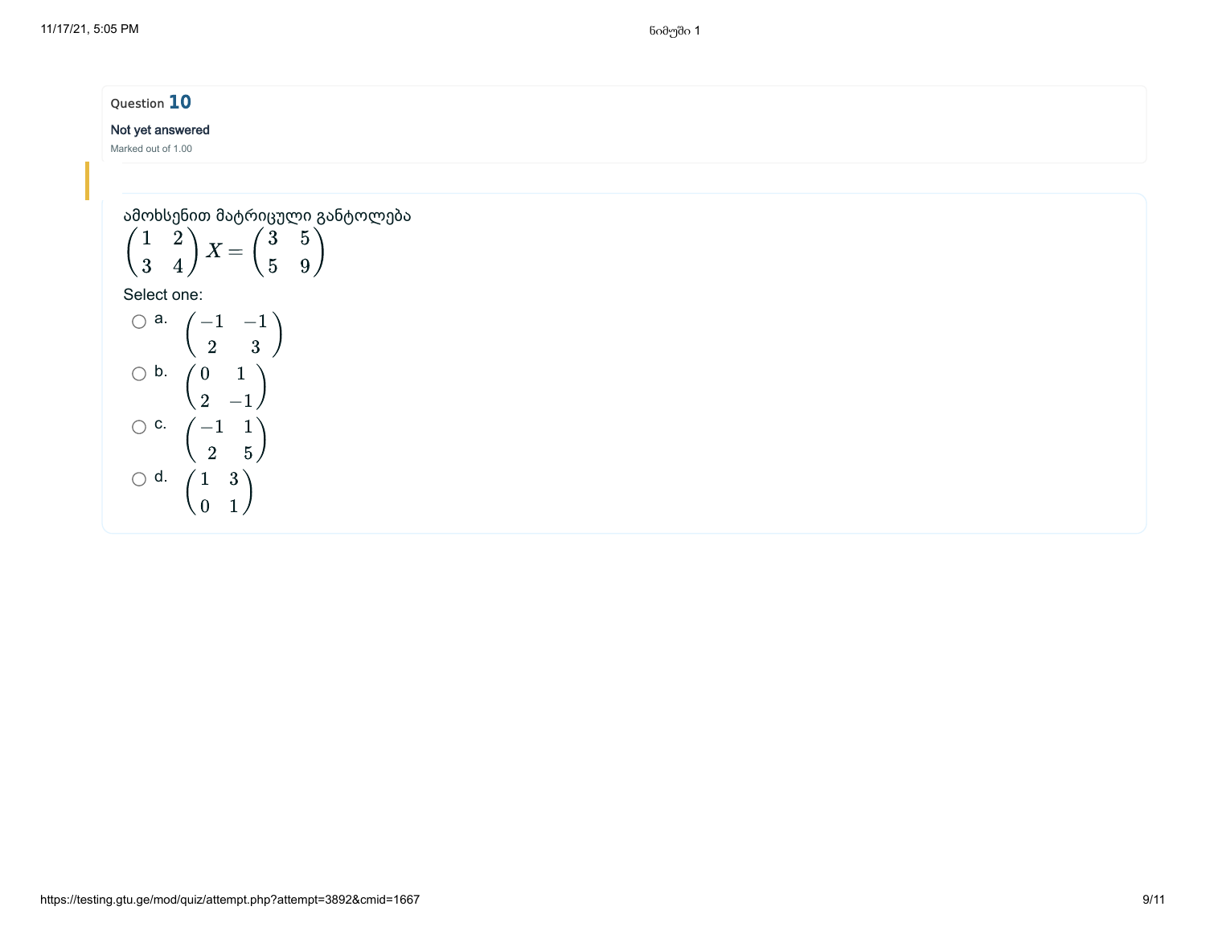Question **10**

Not yet answered

Marked out of 1.00

ამოხსენით მატრიცული განტოლება

$$\begin{pmatrix} 1 & 2 \\ 3 & 4 \end{pmatrix} X = \begin{pmatrix} 3 & 5 \\ 5 & 9 \end{pmatrix}$$

Select one:

- a. $\begin{pmatrix} -1 & -1 \\ 2 & 3 \end{pmatrix}$
- b. $\begin{pmatrix} 0 & 1 \\ 2 & -1 \end{pmatrix}$
- c. $\begin{pmatrix} -1 & 1 \\ 2 & 5 \end{pmatrix}$
- d. $\begin{pmatrix} 1 & 3 \\ 0 & 1 \end{pmatrix}$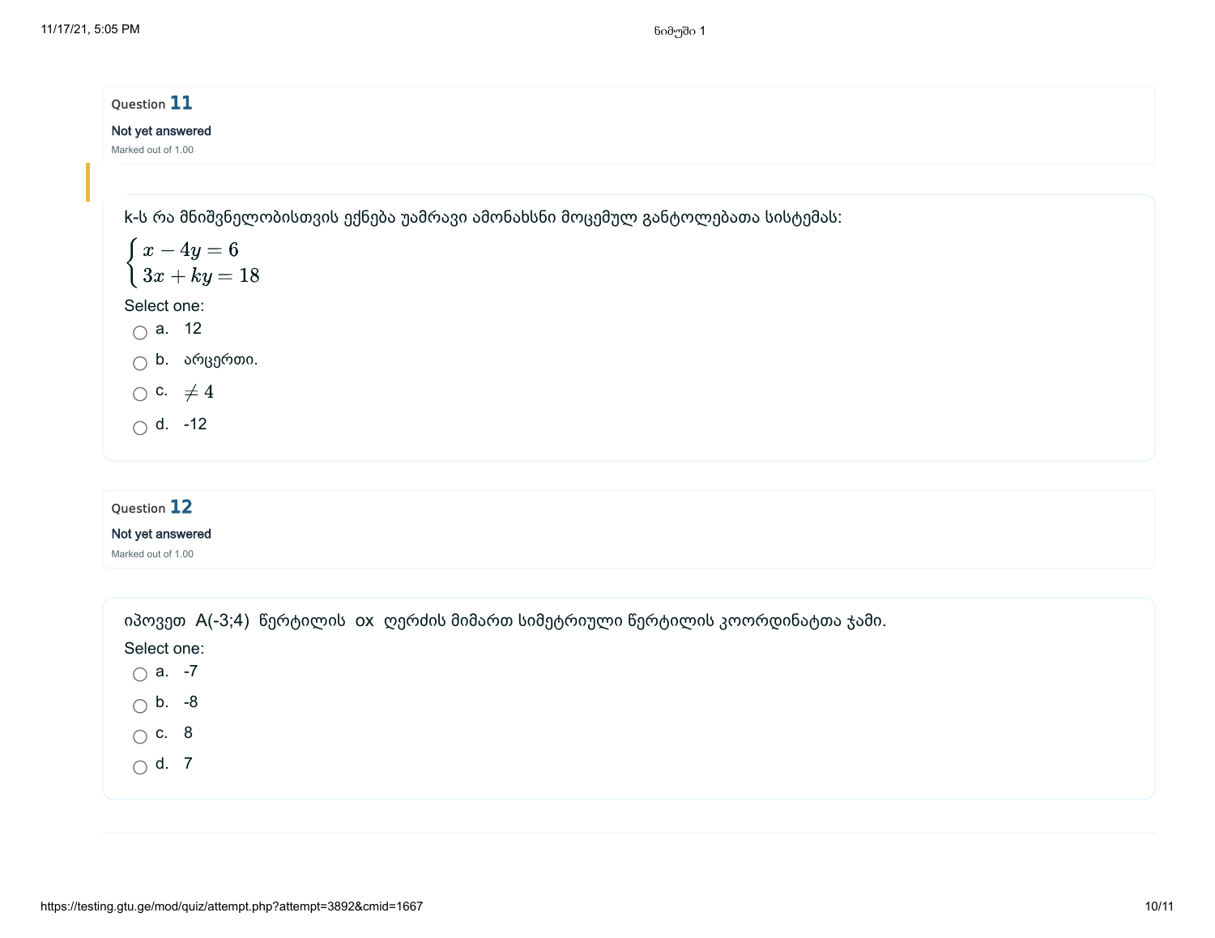Question **11**

Not yet answered

Marked out of 1.00

k-ს რა მნიშვნელობისთვის ექნება უამრავი ამონახსნი მოცემულ განტოლებათა სისტემას:

$$\begin{cases} x - 4y = 6 \\ 3x + ky = 18 \end{cases}$$

Select one:

- a. 12
- b. არცერთი.
- c. $\neq 4$
- d. -12

Question **12**

Not yet answered

Marked out of 1.00

იპოვეთ A(-3;4) წერტილის ox ღერძის მიმართ სიმეტრიული წერტილის კოორდინატთა ჯამი.

Select one:

- a. -7
- b. -8
- c. 8
- d. 7